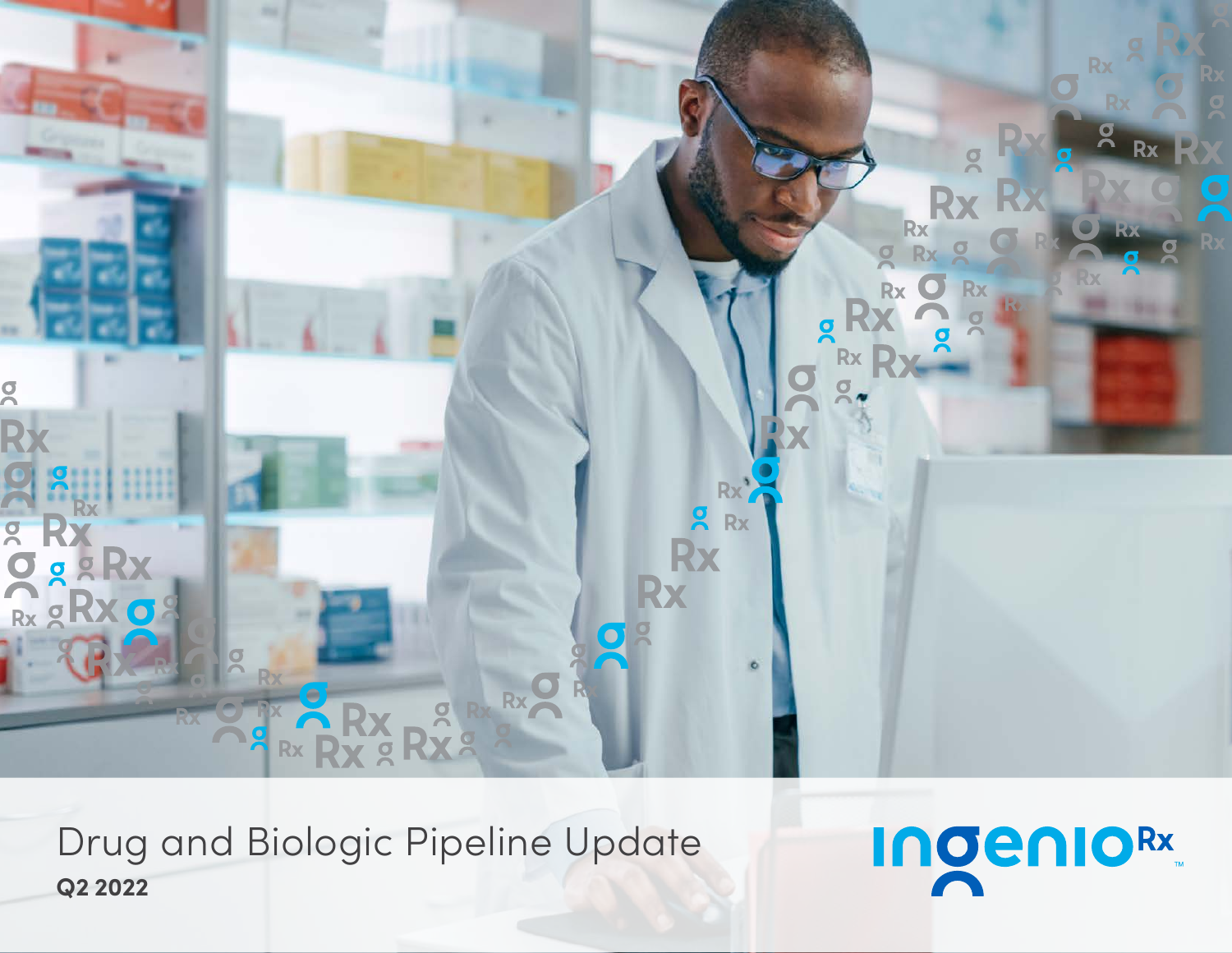# Drug and Biologic Pipeline Update

**Q2 2022**

ingenioRx™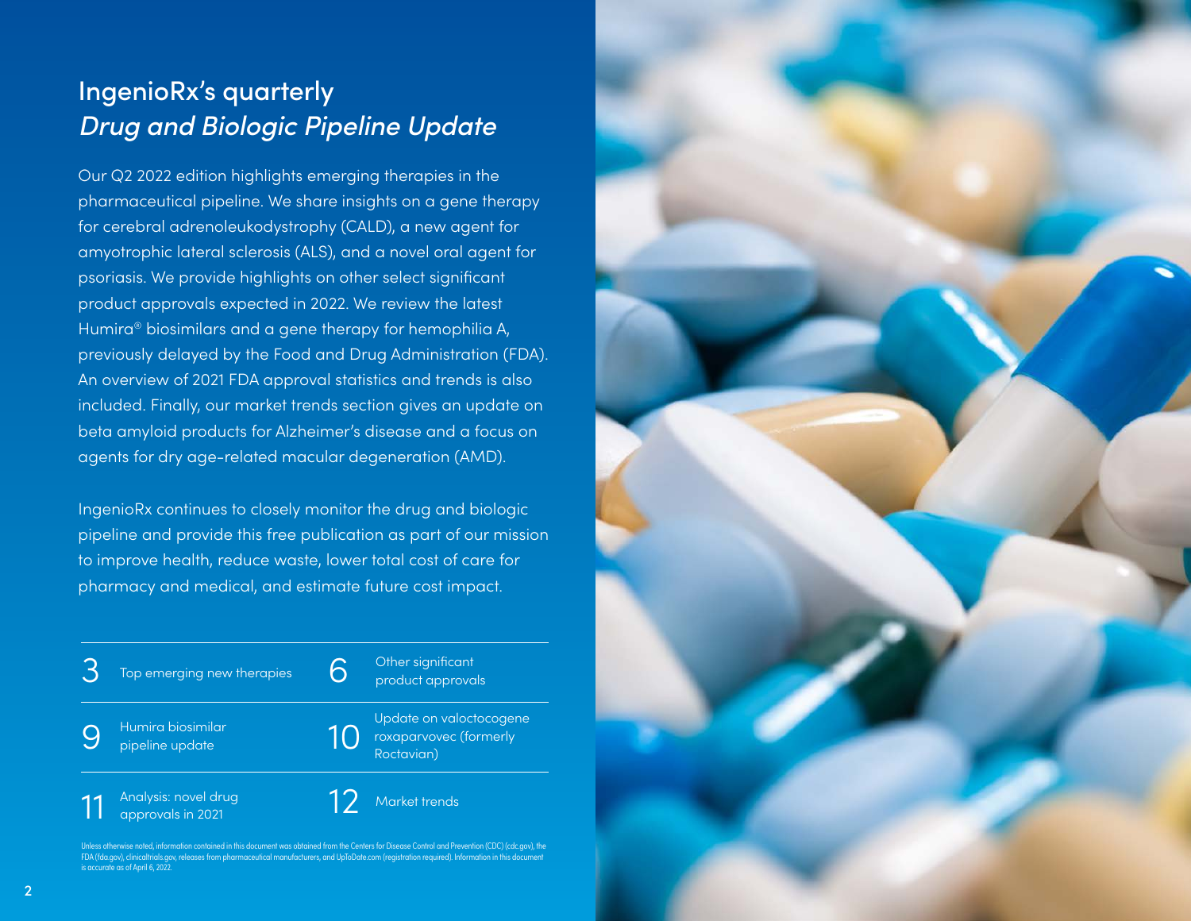# IngenioRx's quarterly *Drug and Biologic Pipeline Update*

Our Q2 2022 edition highlights emerging therapies in the pharmaceutical pipeline. We share insights on a gene therapy for cerebral adrenoleukodystrophy (CALD), a new agent for amyotrophic lateral sclerosis (ALS), and a novel oral agent for psoriasis. We provide highlights on other select significant product approvals expected in 2022. We review the latest Humira® biosimilars and a gene therapy for hemophilia A, previously delayed by the Food and Drug Administration (FDA). An overview of 2021 FDA approval statistics and trends is also included. Finally, our market trends section gives an update on beta amyloid products for Alzheimer's disease and a focus on agents for dry age-related macular degeneration (AMD).

IngenioRx continues to closely monitor the drug and biologic pipeline and provide this free publication as part of our mission to improve health, reduce waste, lower total cost of care for pharmacy and medical, and estimate future cost impact.

| | | | |
|---|---|---|---|
| 3 | Top emerging new therapies | 6 | Other significant product approvals |
| 9 | Humira biosimilar pipeline update | 10 | Update on valoctocogene roxaparvovec (formerly Roctavian) |
| 11 | Analysis: novel drug approvals in 2021 | 12 | Market trends |

Unless otherwise noted, information contained in this document was obtained from the Centers for Disease Control and Prevention (CDC) (cdc.gov), the FDA (fda.gov), clinicaltrials.gov, releases from pharmaceutical manufacturers, and UpToDate.com (registration required). Information in this document is accurate as of April 6, 2022.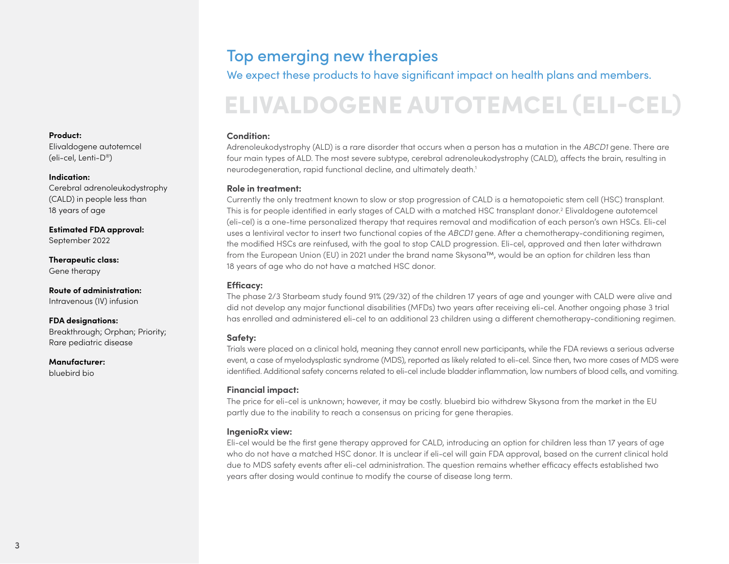# Top emerging new therapies

We expect these products to have significant impact on health plans and members.

## ELIVALDOGENE AUTOTEMCEL (ELI-CEL)

**Product:**
Elivaldogene autotemcel (eli-cel, Lenti-D®)

**Indication:**
Cerebral adrenoleukodystrophy (CALD) in people less than 18 years of age

**Estimated FDA approval:**
September 2022

**Therapeutic class:**
Gene therapy

**Route of administration:**
Intravenous (IV) infusion

**FDA designations:**
Breakthrough; Orphan; Priority; Rare pediatric disease

**Manufacturer:**
bluebird bio

**Condition:**
Adrenoleukodystrophy (ALD) is a rare disorder that occurs when a person has a mutation in the *ABCD1* gene. There are four main types of ALD. The most severe subtype, cerebral adrenoleukodystrophy (CALD), affects the brain, resulting in neurodegeneration, rapid functional decline, and ultimately death.[1]

**Role in treatment:**
Currently the only treatment known to slow or stop progression of CALD is a hematopoietic stem cell (HSC) transplant. This is for people identified in early stages of CALD with a matched HSC transplant donor.[2] Elivaldogene autotemcel (eli-cel) is a one-time personalized therapy that requires removal and modification of each person's own HSCs. Eli-cel uses a lentiviral vector to insert two functional copies of the *ABCD1* gene. After a chemotherapy-conditioning regimen, the modified HSCs are reinfused, with the goal to stop CALD progression. Eli-cel, approved and then later withdrawn from the European Union (EU) in 2021 under the brand name Skysona™, would be an option for children less than 18 years of age who do not have a matched HSC donor.

**Efficacy:**
The phase 2/3 Starbeam study found 91% (29/32) of the children 17 years of age and younger with CALD were alive and did not develop any major functional disabilities (MFDs) two years after receiving eli-cel. Another ongoing phase 3 trial has enrolled and administered eli-cel to an additional 23 children using a different chemotherapy-conditioning regimen.

**Safety:**
Trials were placed on a clinical hold, meaning they cannot enroll new participants, while the FDA reviews a serious adverse event, a case of myelodysplastic syndrome (MDS), reported as likely related to eli-cel. Since then, two more cases of MDS were identified. Additional safety concerns related to eli-cel include bladder inflammation, low numbers of blood cells, and vomiting.

**Financial impact:**
The price for eli-cel is unknown; however, it may be costly. bluebird bio withdrew Skysona from the market in the EU partly due to the inability to reach a consensus on pricing for gene therapies.

**IngenioRx view:**
Eli-cel would be the first gene therapy approved for CALD, introducing an option for children less than 17 years of age who do not have a matched HSC donor. It is unclear if eli-cel will gain FDA approval, based on the current clinical hold due to MDS safety events after eli-cel administration. The question remains whether efficacy effects established two years after dosing would continue to modify the course of disease long term.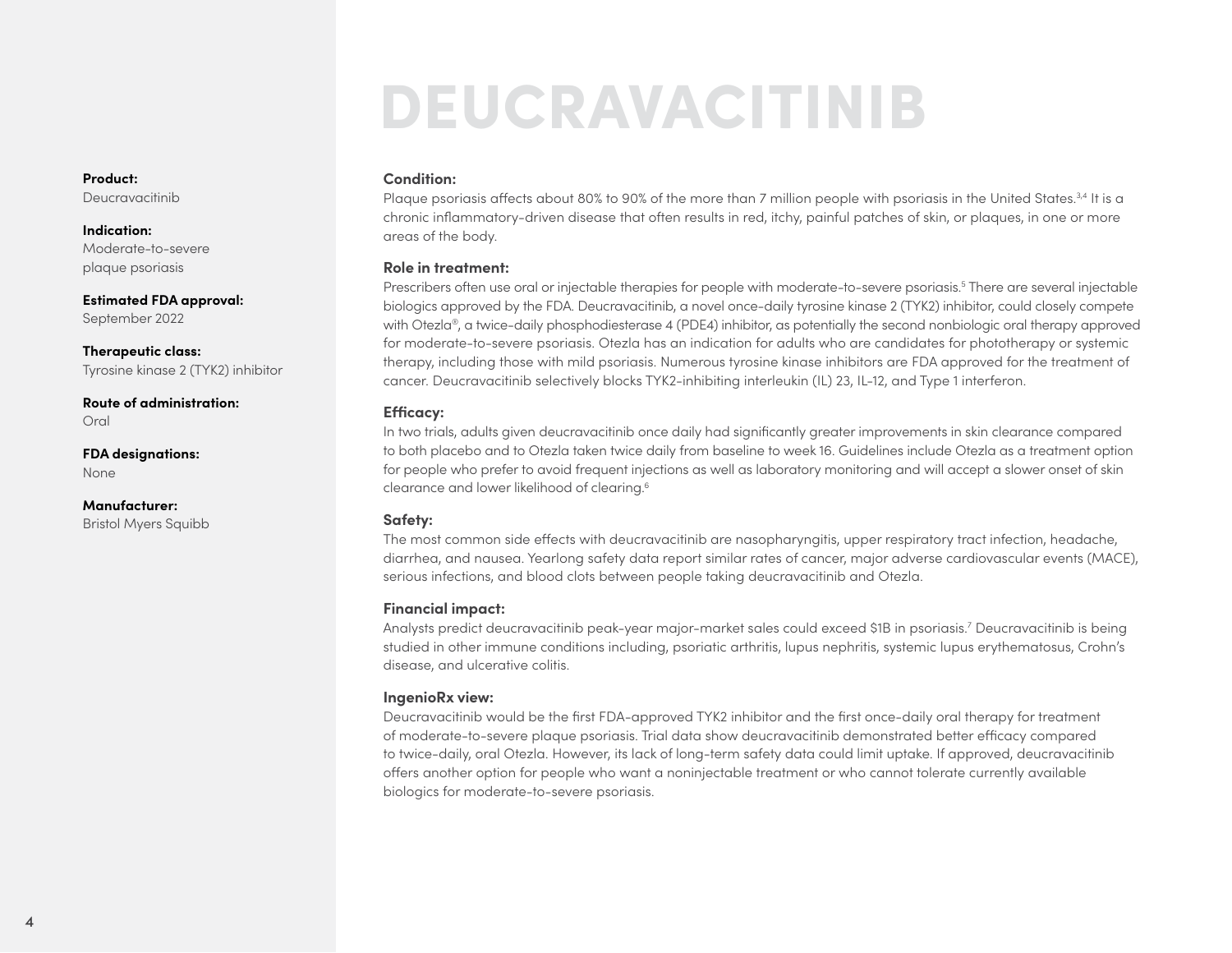# DEUCRAVACITINIB

**Product:**
Deucravacitinib

**Indication:**
Moderate-to-severe plaque psoriasis

**Estimated FDA approval:**
September 2022

**Therapeutic class:**
Tyrosine kinase 2 (TYK2) inhibitor

**Route of administration:**
Oral

**FDA designations:**
None

**Manufacturer:**
Bristol Myers Squibb

**Condition:**
Plaque psoriasis affects about 80% to 90% of the more than 7 million people with psoriasis in the United States.[3,4] It is a chronic inflammatory-driven disease that often results in red, itchy, painful patches of skin, or plaques, in one or more areas of the body.

**Role in treatment:**
Prescribers often use oral or injectable therapies for people with moderate-to-severe psoriasis.[5] There are several injectable biologics approved by the FDA. Deucravacitinib, a novel once-daily tyrosine kinase 2 (TYK2) inhibitor, could closely compete with Otezla®, a twice-daily phosphodiesterase 4 (PDE4) inhibitor, as potentially the second nonbiologic oral therapy approved for moderate-to-severe psoriasis. Otezla has an indication for adults who are candidates for phototherapy or systemic therapy, including those with mild psoriasis. Numerous tyrosine kinase inhibitors are FDA approved for the treatment of cancer. Deucravacitinib selectively blocks TYK2-inhibiting interleukin (IL) 23, IL-12, and Type 1 interferon.

**Efficacy:**
In two trials, adults given deucravacitinib once daily had significantly greater improvements in skin clearance compared to both placebo and to Otezla taken twice daily from baseline to week 16. Guidelines include Otezla as a treatment option for people who prefer to avoid frequent injections as well as laboratory monitoring and will accept a slower onset of skin clearance and lower likelihood of clearing.[6]

**Safety:**
The most common side effects with deucravacitinib are nasopharyngitis, upper respiratory tract infection, headache, diarrhea, and nausea. Yearlong safety data report similar rates of cancer, major adverse cardiovascular events (MACE), serious infections, and blood clots between people taking deucravacitinib and Otezla.

**Financial impact:**
Analysts predict deucravacitinib peak-year major-market sales could exceed $1B in psoriasis.[7] Deucravacitinib is being studied in other immune conditions including, psoriatic arthritis, lupus nephritis, systemic lupus erythematosus, Crohn's disease, and ulcerative colitis.

**IngenioRx view:**
Deucravacitinib would be the first FDA-approved TYK2 inhibitor and the first once-daily oral therapy for treatment of moderate-to-severe plaque psoriasis. Trial data show deucravacitinib demonstrated better efficacy compared to twice-daily, oral Otezla. However, its lack of long-term safety data could limit uptake. If approved, deucravacitinib offers another option for people who want a noninjectable treatment or who cannot tolerate currently available biologics for moderate-to-severe psoriasis.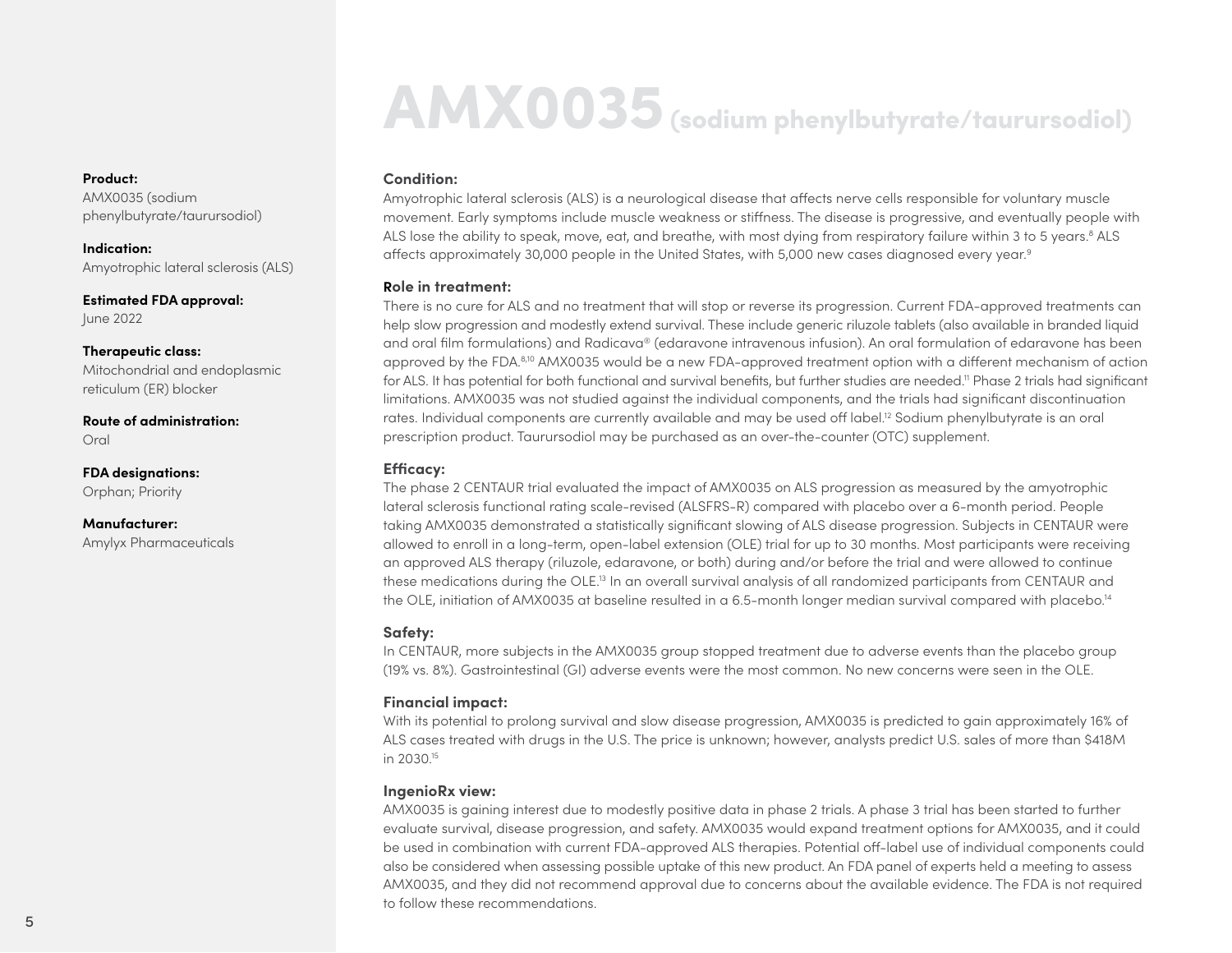# AMX0035 (sodium phenylbutyrate/taurursodiol)

**Product:**
AMX0035 (sodium phenylbutyrate/taurursodiol)

**Indication:**
Amyotrophic lateral sclerosis (ALS)

**Estimated FDA approval:**
June 2022

**Therapeutic class:**
Mitochondrial and endoplasmic reticulum (ER) blocker

**Route of administration:**
Oral

**FDA designations:**
Orphan; Priority

**Manufacturer:**
Amylyx Pharmaceuticals

### Condition:

Amyotrophic lateral sclerosis (ALS) is a neurological disease that affects nerve cells responsible for voluntary muscle movement. Early symptoms include muscle weakness or stiffness. The disease is progressive, and eventually people with ALS lose the ability to speak, move, eat, and breathe, with most dying from respiratory failure within 3 to 5 years.[8] ALS affects approximately 30,000 people in the United States, with 5,000 new cases diagnosed every year.[9]

### Role in treatment:

There is no cure for ALS and no treatment that will stop or reverse its progression. Current FDA-approved treatments can help slow progression and modestly extend survival. These include generic riluzole tablets (also available in branded liquid and oral film formulations) and Radicava® (edaravone intravenous infusion). An oral formulation of edaravone has been approved by the FDA.[8,10] AMX0035 would be a new FDA-approved treatment option with a different mechanism of action for ALS. It has potential for both functional and survival benefits, but further studies are needed.[11] Phase 2 trials had significant limitations. AMX0035 was not studied against the individual components, and the trials had significant discontinuation rates. Individual components are currently available and may be used off label.[12] Sodium phenylbutyrate is an oral prescription product. Taurursodiol may be purchased as an over-the-counter (OTC) supplement.

### Efficacy:

The phase 2 CENTAUR trial evaluated the impact of AMX0035 on ALS progression as measured by the amyotrophic lateral sclerosis functional rating scale-revised (ALSFRS-R) compared with placebo over a 6-month period. People taking AMX0035 demonstrated a statistically significant slowing of ALS disease progression. Subjects in CENTAUR were allowed to enroll in a long-term, open-label extension (OLE) trial for up to 30 months. Most participants were receiving an approved ALS therapy (riluzole, edaravone, or both) during and/or before the trial and were allowed to continue these medications during the OLE.[13] In an overall survival analysis of all randomized participants from CENTAUR and the OLE, initiation of AMX0035 at baseline resulted in a 6.5-month longer median survival compared with placebo.[14]

### Safety:

In CENTAUR, more subjects in the AMX0035 group stopped treatment due to adverse events than the placebo group (19% vs. 8%). Gastrointestinal (GI) adverse events were the most common. No new concerns were seen in the OLE.

### Financial impact:

With its potential to prolong survival and slow disease progression, AMX0035 is predicted to gain approximately 16% of ALS cases treated with drugs in the U.S. The price is unknown; however, analysts predict U.S. sales of more than $418M in 2030.[15]

### IngenioRx view:

AMX0035 is gaining interest due to modestly positive data in phase 2 trials. A phase 3 trial has been started to further evaluate survival, disease progression, and safety. AMX0035 would expand treatment options for AMX0035, and it could be used in combination with current FDA-approved ALS therapies. Potential off-label use of individual components could also be considered when assessing possible uptake of this new product. An FDA panel of experts held a meeting to assess AMX0035, and they did not recommend approval due to concerns about the available evidence. The FDA is not required to follow these recommendations.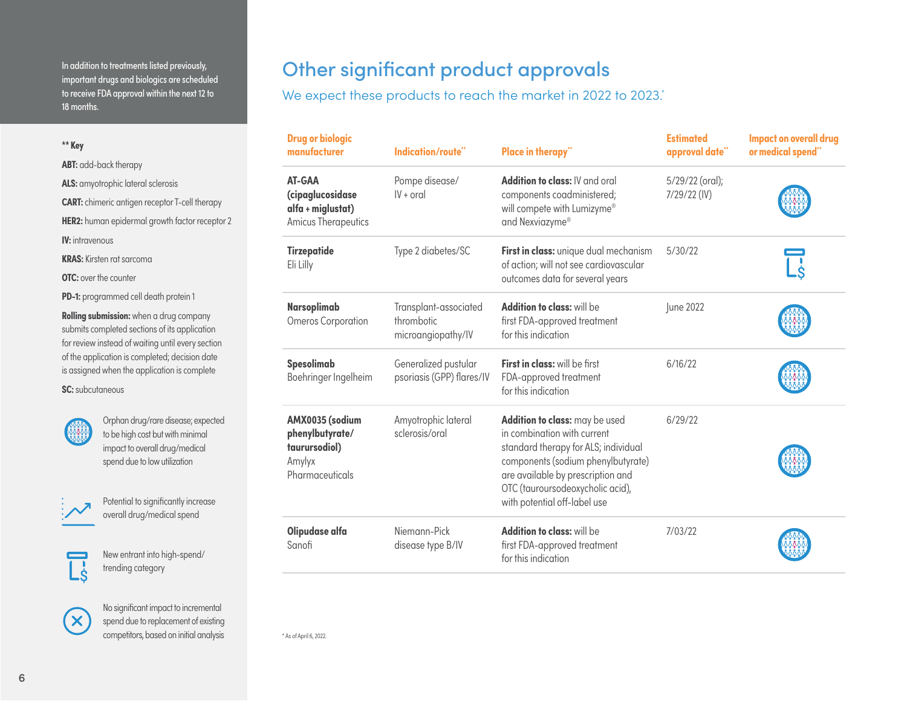In addition to treatments listed previously, important drugs and biologics are scheduled to receive FDA approval within the next 12 to 18 months.

**** Key**

**ABT:** add-back therapy

**ALS:** amyotrophic lateral sclerosis

**CART:** chimeric antigen receptor T-cell therapy

**HER2:** human epidermal growth factor receptor 2

**IV:** intravenous

**KRAS:** Kirsten rat sarcoma

**OTC:** over the counter

**PD-1:** programmed cell death protein 1

**Rolling submission:** when a drug company submits completed sections of its application for review instead of waiting until every section of the application is completed; decision date is assigned when the application is complete

**SC:** subcutaneous

Orphan drug/rare disease; expected to be high cost but with minimal impact to overall drug/medical spend due to low utilization

Potential to significantly increase overall drug/medical spend

New entrant into high-spend/trending category

No significant impact to incremental spend due to replacement of existing competitors, based on initial analysis

# Other significant product approvals

## We expect these products to reach the market in 2022 to 2023.*

| Drug or biologic manufacturer | Indication/route** | Place in therapy** | Estimated approval date** | Impact on overall drug or medical spend** |
|---|---|---|---|---|
| **AT-GAA (cipaglucosidase alfa + miglustat)** Amicus Therapeutics | Pompe disease/ IV + oral | **Addition to class:** IV and oral components coadministered; will compete with Lumizyme® and Nexviazyme® | 5/29/22 (oral); 7/29/22 (IV) | Orphan drug/rare disease |
| **Tirzepatide** Eli Lilly | Type 2 diabetes/SC | **First in class:** unique dual mechanism of action; will not see cardiovascular outcomes data for several years | 5/30/22 | New entrant into high-spend/trending category |
| **Narsoplimab** Omeros Corporation | Transplant-associated thrombotic microangiopathy/IV | **Addition to class:** will be first FDA-approved treatment for this indication | June 2022 | Orphan drug/rare disease |
| **Spesolimab** Boehringer Ingelheim | Generalized pustular psoriasis (GPP) flares/IV | **First in class:** will be first FDA-approved treatment for this indication | 6/16/22 | Orphan drug/rare disease |
| **AMX0035 (sodium phenylbutyrate/ taurursodiol)** Amylyx Pharmaceuticals | Amyotrophic lateral sclerosis/oral | **Addition to class:** may be used in combination with current standard therapy for ALS; individual components (sodium phenylbutyrate) are available by prescription and OTC (tauroursodeoxycholic acid), with potential off-label use | 6/29/22 | Orphan drug/rare disease |
| **Olipudase alfa** Sanofi | Niemann-Pick disease type B/IV | **Addition to class:** will be first FDA-approved treatment for this indication | 7/03/22 | Orphan drug/rare disease |

* As of April 6, 2022.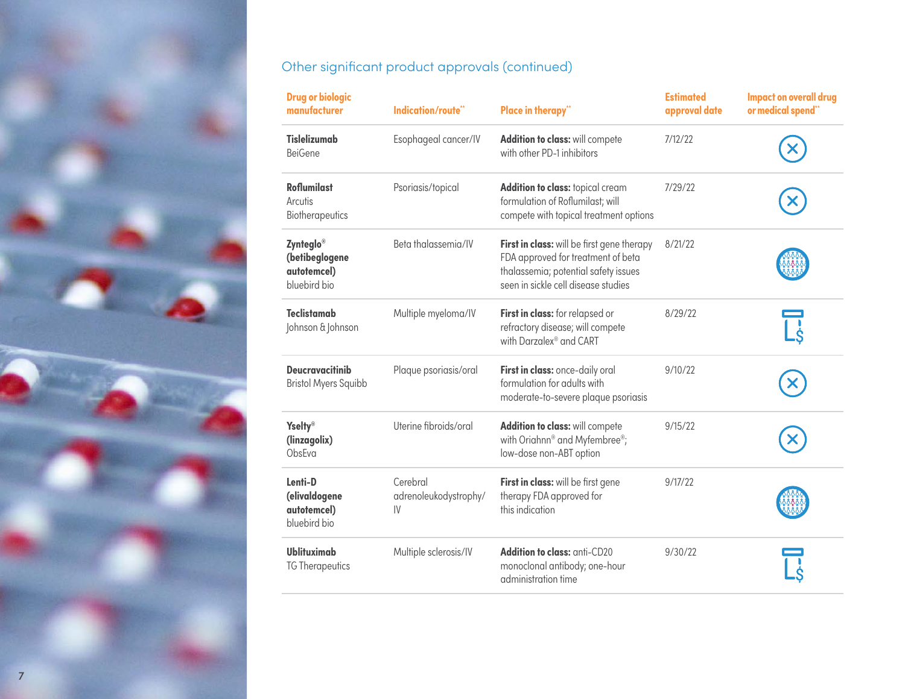## Other significant product approvals (continued)

| Drug or biologic manufacturer | Indication/route** | Place in therapy** | Estimated approval date | Impact on overall drug or medical spend** |
|---|---|---|---|---|
| **Tislelizumab** BeiGene | Esophageal cancer/IV | **Addition to class:** will compete with other PD-1 inhibitors | 7/12/22 | |
| **Roflumilast** Arcutis Biotherapeutics | Psoriasis/topical | **Addition to class:** topical cream formulation of Roflumilast; will compete with topical treatment options | 7/29/22 | |
| **Zynteglo® (betibeglogene autotemcel)** bluebird bio | Beta thalassemia/IV | **First in class:** will be first gene therapy FDA approved for treatment of beta thalassemia; potential safety issues seen in sickle cell disease studies | 8/21/22 | |
| **Teclistamab** Johnson & Johnson | Multiple myeloma/IV | **First in class:** for relapsed or refractory disease; will compete with Darzalex® and CART | 8/29/22 | |
| **Deucravacitinib** Bristol Myers Squibb | Plaque psoriasis/oral | **First in class:** once-daily oral formulation for adults with moderate-to-severe plaque psoriasis | 9/10/22 | |
| **Yselty® (linzagolix)** ObsEva | Uterine fibroids/oral | **Addition to class:** will compete with Oriahnn® and Myfembree®; low-dose non-ABT option | 9/15/22 | |
| **Lenti-D (elivaldogene autotemcel)** bluebird bio | Cerebral adrenoleukodystrophy/IV | **First in class:** will be first gene therapy FDA approved for this indication | 9/17/22 | |
| **Ublituximab** TG Therapeutics | Multiple sclerosis/IV | **Addition to class:** anti-CD20 monoclonal antibody; one-hour administration time | 9/30/22 | |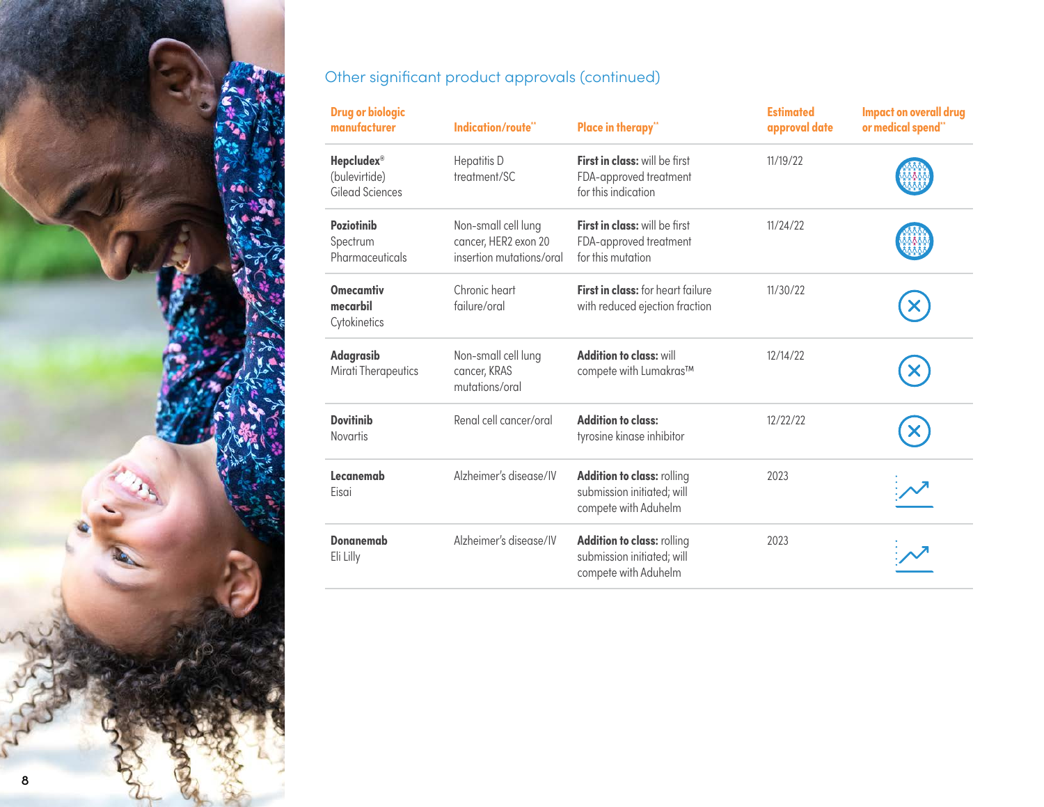## Other significant product approvals (continued)

| Drug or biologic manufacturer | Indication/route** | Place in therapy** | Estimated approval date | Impact on overall drug or medical spend** |
|---|---|---|---|---|
| **Hepcludex®** (bulevirtide) Gilead Sciences | Hepatitis D treatment/SC | **First in class:** will be first FDA-approved treatment for this indication | 11/19/22 | |
| **Poziotinib** Spectrum Pharmaceuticals | Non-small cell lung cancer, HER2 exon 20 insertion mutations/oral | **First in class:** will be first FDA-approved treatment for this mutation | 11/24/22 | |
| **Omecamtiv mecarbil** Cytokinetics | Chronic heart failure/oral | **First in class:** for heart failure with reduced ejection fraction | 11/30/22 | |
| **Adagrasib** Mirati Therapeutics | Non-small cell lung cancer, KRAS mutations/oral | **Addition to class:** will compete with Lumakras™ | 12/14/22 | |
| **Dovitinib** Novartis | Renal cell cancer/oral | **Addition to class:** tyrosine kinase inhibitor | 12/22/22 | |
| **Lecanemab** Eisai | Alzheimer's disease/IV | **Addition to class:** rolling submission initiated; will compete with Aduhelm | 2023 | |
| **Donanemab** Eli Lilly | Alzheimer's disease/IV | **Addition to class:** rolling submission initiated; will compete with Aduhelm | 2023 | |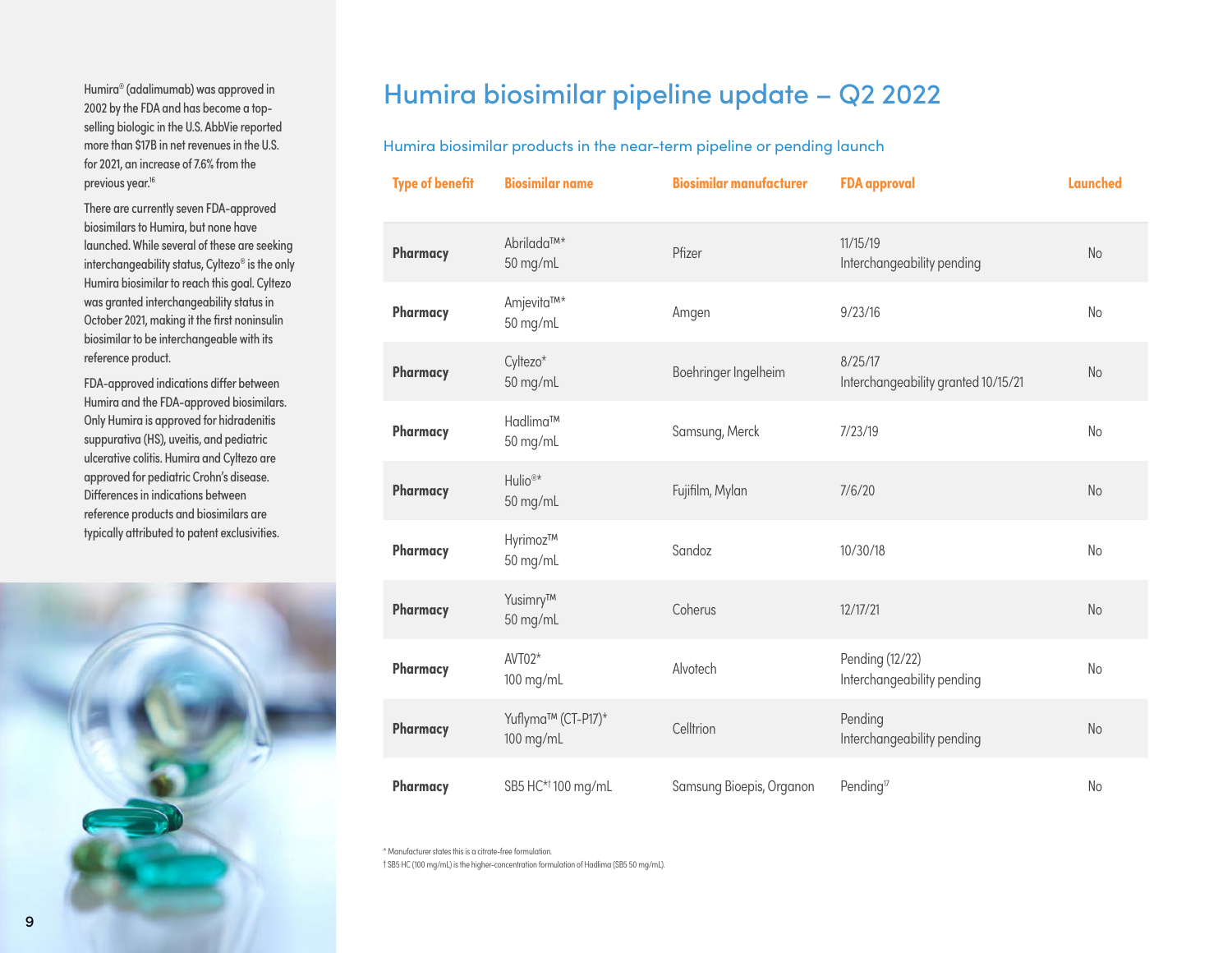Humira® (adalimumab) was approved in 2002 by the FDA and has become a top-selling biologic in the U.S. AbbVie reported more than $17B in net revenues in the U.S. for 2021, an increase of 7.6% from the previous year.[16]

There are currently seven FDA-approved biosimilars to Humira, but none have launched. While several of these are seeking interchangeability status, Cyltezo® is the only Humira biosimilar to reach this goal. Cyltezo was granted interchangeability status in October 2021, making it the first noninsulin biosimilar to be interchangeable with its reference product.

FDA-approved indications differ between Humira and the FDA-approved biosimilars. Only Humira is approved for hidradenitis suppurativa (HS), uveitis, and pediatric ulcerative colitis. Humira and Cyltezo are approved for pediatric Crohn's disease. Differences in indications between reference products and biosimilars are typically attributed to patent exclusivities.

# Humira biosimilar pipeline update – Q2 2022

## Humira biosimilar products in the near-term pipeline or pending launch

| Type of benefit | Biosimilar name | Biosimilar manufacturer | FDA approval | Launched |
|---|---|---|---|---|
| **Pharmacy** | Abrilada™* 50 mg/mL | Pfizer | 11/15/19 Interchangeability pending | No |
| **Pharmacy** | Amjevita™* 50 mg/mL | Amgen | 9/23/16 | No |
| **Pharmacy** | Cyltezo* 50 mg/mL | Boehringer Ingelheim | 8/25/17 Interchangeability granted 10/15/21 | No |
| **Pharmacy** | Hadlima™ 50 mg/mL | Samsung, Merck | 7/23/19 | No |
| **Pharmacy** | Hulio®* 50 mg/mL | Fujifilm, Mylan | 7/6/20 | No |
| **Pharmacy** | Hyrimoz™ 50 mg/mL | Sandoz | 10/30/18 | No |
| **Pharmacy** | Yusimry™ 50 mg/mL | Coherus | 12/17/21 | No |
| **Pharmacy** | AVT02* 100 mg/mL | Alvotech | Pending (12/22) Interchangeability pending | No |
| **Pharmacy** | Yuflyma™ (CT-P17)* 100 mg/mL | Celltrion | Pending Interchangeability pending | No |
| **Pharmacy** | SB5 HC*† 100 mg/mL | Samsung Bioepis, Organon | Pending[17] | No |

* Manufacturer states this is a citrate-free formulation.

† SB5 HC (100 mg/mL) is the higher-concentration formulation of Hadlima (SB5 50 mg/mL).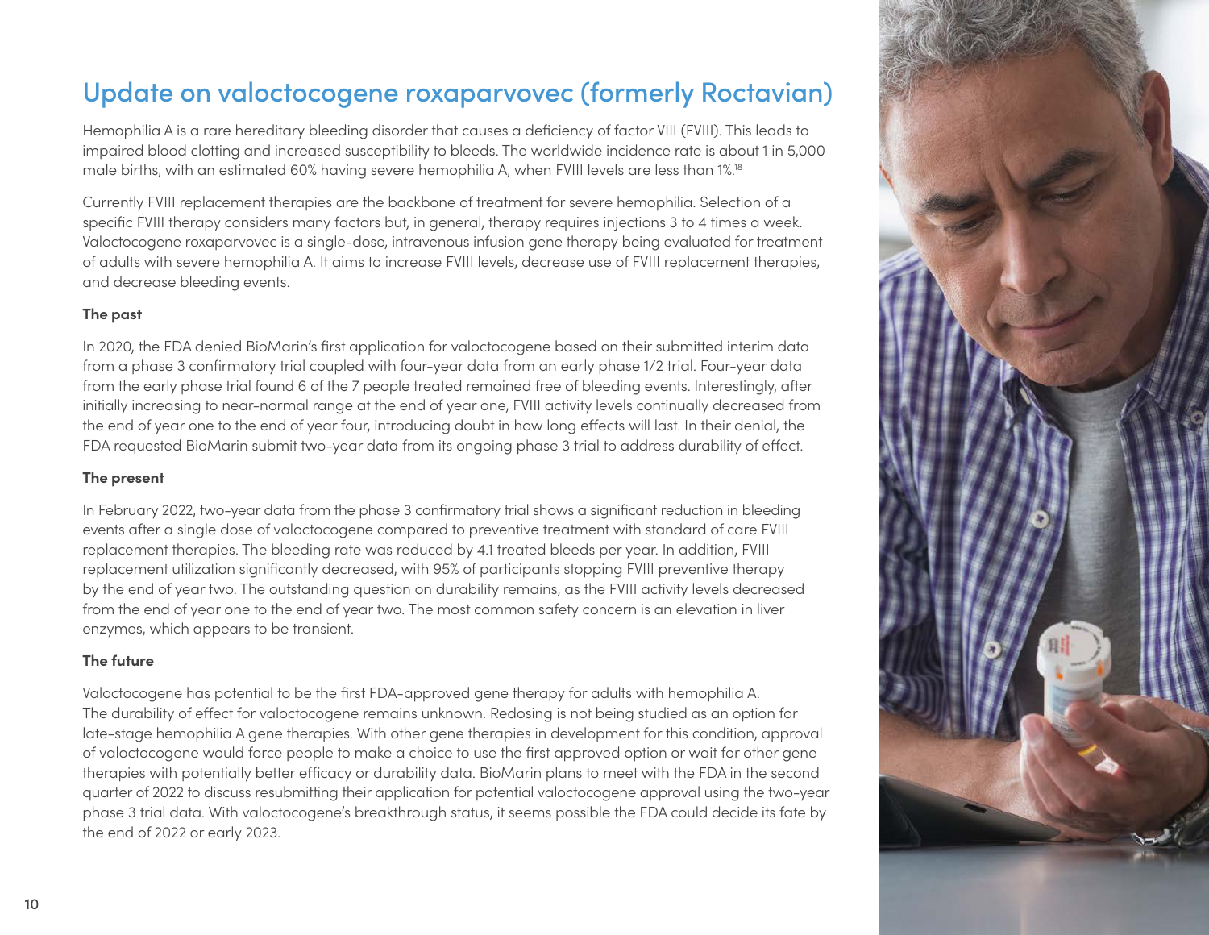# Update on valoctocogene roxaparvovec (formerly Roctavian)

Hemophilia A is a rare hereditary bleeding disorder that causes a deficiency of factor VIII (FVIII). This leads to impaired blood clotting and increased susceptibility to bleeds. The worldwide incidence rate is about 1 in 5,000 male births, with an estimated 60% having severe hemophilia A, when FVIII levels are less than 1%.[18]

Currently FVIII replacement therapies are the backbone of treatment for severe hemophilia. Selection of a specific FVIII therapy considers many factors but, in general, therapy requires injections 3 to 4 times a week. Valoctocogene roxaparvovec is a single-dose, intravenous infusion gene therapy being evaluated for treatment of adults with severe hemophilia A. It aims to increase FVIII levels, decrease use of FVIII replacement therapies, and decrease bleeding events.

**The past**

In 2020, the FDA denied BioMarin's first application for valoctocogene based on their submitted interim data from a phase 3 confirmatory trial coupled with four-year data from an early phase 1/2 trial. Four-year data from the early phase trial found 6 of the 7 people treated remained free of bleeding events. Interestingly, after initially increasing to near-normal range at the end of year one, FVIII activity levels continually decreased from the end of year one to the end of year four, introducing doubt in how long effects will last. In their denial, the FDA requested BioMarin submit two-year data from its ongoing phase 3 trial to address durability of effect.

**The present**

In February 2022, two-year data from the phase 3 confirmatory trial shows a significant reduction in bleeding events after a single dose of valoctocogene compared to preventive treatment with standard of care FVIII replacement therapies. The bleeding rate was reduced by 4.1 treated bleeds per year. In addition, FVIII replacement utilization significantly decreased, with 95% of participants stopping FVIII preventive therapy by the end of year two. The outstanding question on durability remains, as the FVIII activity levels decreased from the end of year one to the end of year two. The most common safety concern is an elevation in liver enzymes, which appears to be transient.

**The future**

Valoctocogene has potential to be the first FDA-approved gene therapy for adults with hemophilia A. The durability of effect for valoctocogene remains unknown. Redosing is not being studied as an option for late-stage hemophilia A gene therapies. With other gene therapies in development for this condition, approval of valoctocogene would force people to make a choice to use the first approved option or wait for other gene therapies with potentially better efficacy or durability data. BioMarin plans to meet with the FDA in the second quarter of 2022 to discuss resubmitting their application for potential valoctocogene approval using the two-year phase 3 trial data. With valoctocogene's breakthrough status, it seems possible the FDA could decide its fate by the end of 2022 or early 2023.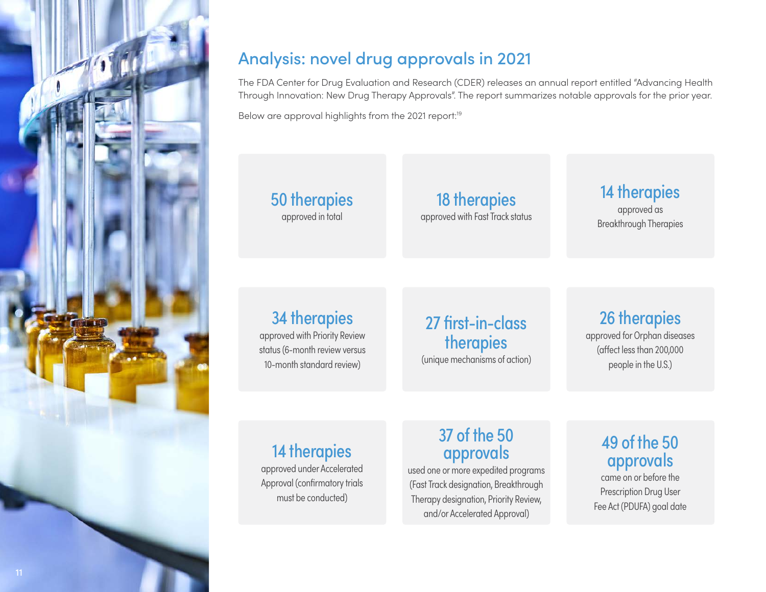## Analysis: novel drug approvals in 2021

The FDA Center for Drug Evaluation and Research (CDER) releases an annual report entitled "Advancing Health Through Innovation: New Drug Therapy Approvals". The report summarizes notable approvals for the prior year.

Below are approval highlights from the 2021 report:[19]

**50 therapies**
approved in total

**18 therapies**
approved with Fast Track status

**14 therapies**
approved as Breakthrough Therapies

**34 therapies**
approved with Priority Review status (6-month review versus 10-month standard review)

**27 first-in-class therapies**
(unique mechanisms of action)

**26 therapies**
approved for Orphan diseases (affect less than 200,000 people in the U.S.)

**14 therapies**
approved under Accelerated Approval (confirmatory trials must be conducted)

**37 of the 50 approvals**
used one or more expedited programs (Fast Track designation, Breakthrough Therapy designation, Priority Review, and/or Accelerated Approval)

**49 of the 50 approvals**
came on or before the Prescription Drug User Fee Act (PDUFA) goal date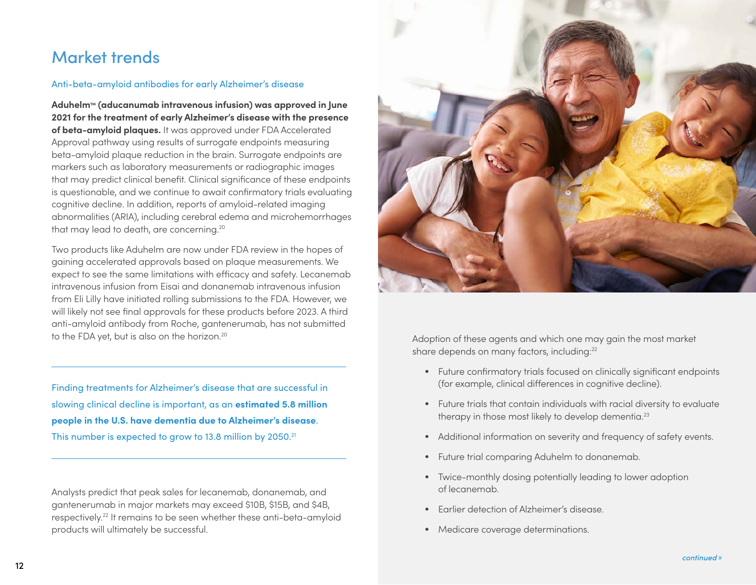# Market trends

## Anti-beta-amyloid antibodies for early Alzheimer's disease

**Aduhelm™ (aducanumab intravenous infusion) was approved in June 2021 for the treatment of early Alzheimer's disease with the presence of beta-amyloid plaques.** It was approved under FDA Accelerated Approval pathway using results of surrogate endpoints measuring beta-amyloid plaque reduction in the brain. Surrogate endpoints are markers such as laboratory measurements or radiographic images that may predict clinical benefit. Clinical significance of these endpoints is questionable, and we continue to await confirmatory trials evaluating cognitive decline. In addition, reports of amyloid-related imaging abnormalities (ARIA), including cerebral edema and microhemorrhages that may lead to death, are concerning.[20]

Two products like Aduhelm are now under FDA review in the hopes of gaining accelerated approvals based on plaque measurements. We expect to see the same limitations with efficacy and safety. Lecanemab intravenous infusion from Eisai and donanemab intravenous infusion from Eli Lilly have initiated rolling submissions to the FDA. However, we will likely not see final approvals for these products before 2023. A third anti-amyloid antibody from Roche, gantenerumab, has not submitted to the FDA yet, but is also on the horizon.[20]

---

Finding treatments for Alzheimer's disease that are successful in slowing clinical decline is important, as an **estimated 5.8 million people in the U.S. have dementia due to Alzheimer's disease**. This number is expected to grow to 13.8 million by 2050.[21]

---

Analysts predict that peak sales for lecanemab, donanemab, and gantenerumab in major markets may exceed $10B, $15B, and $4B, respectively.[22] It remains to be seen whether these anti-beta-amyloid products will ultimately be successful.

Adoption of these agents and which one may gain the most market share depends on many factors, including:[22]

- Future confirmatory trials focused on clinically significant endpoints (for example, clinical differences in cognitive decline).
- Future trials that contain individuals with racial diversity to evaluate therapy in those most likely to develop dementia.[23]
- Additional information on severity and frequency of safety events.
- Future trial comparing Aduhelm to donanemab.
- Twice-monthly dosing potentially leading to lower adoption of lecanemab.
- Earlier detection of Alzheimer's disease.
- Medicare coverage determinations.

*continued »*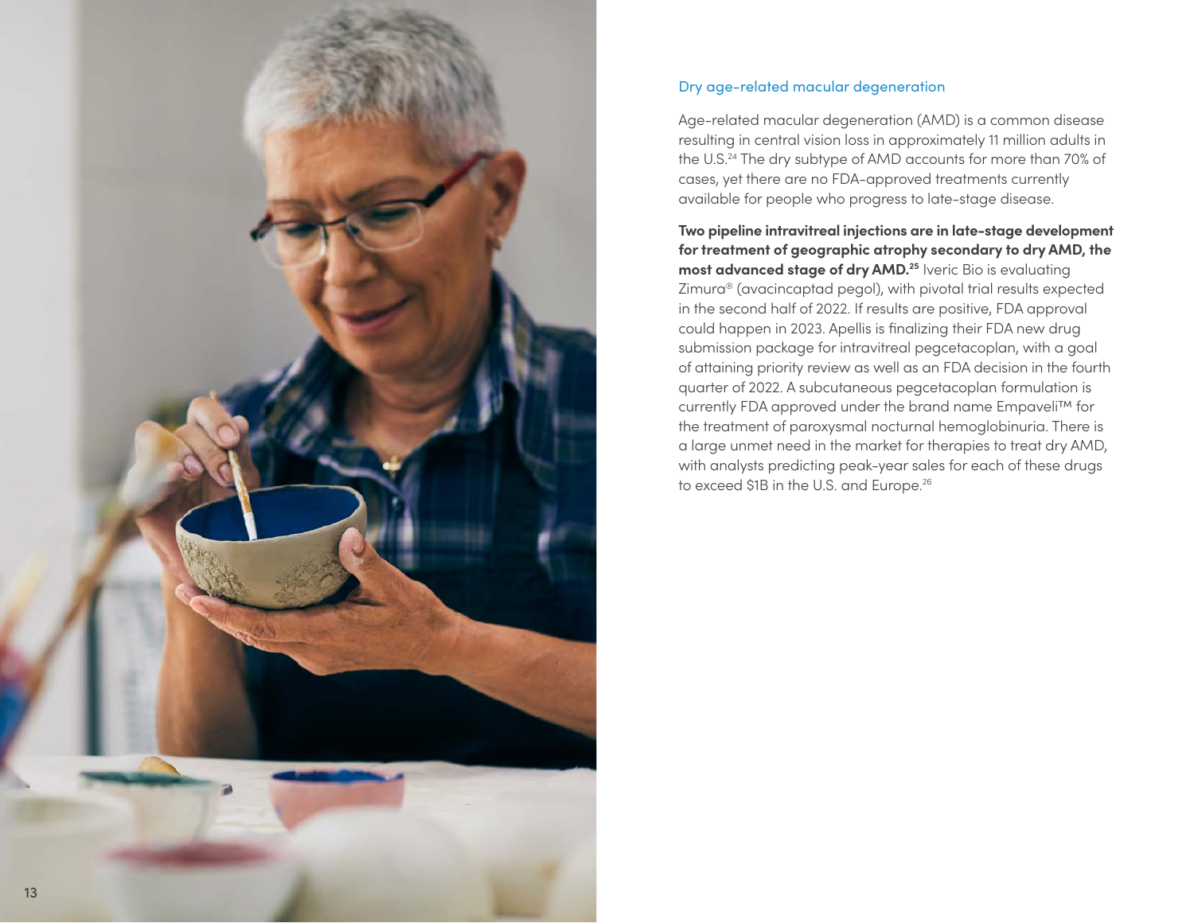## Dry age-related macular degeneration

Age-related macular degeneration (AMD) is a common disease resulting in central vision loss in approximately 11 million adults in the U.S.[24] The dry subtype of AMD accounts for more than 70% of cases, yet there are no FDA-approved treatments currently available for people who progress to late-stage disease.

**Two pipeline intravitreal injections are in late-stage development for treatment of geographic atrophy secondary to dry AMD, the most advanced stage of dry AMD.[25]** Iveric Bio is evaluating Zimura® (avacincaptad pegol), with pivotal trial results expected in the second half of 2022. If results are positive, FDA approval could happen in 2023. Apellis is finalizing their FDA new drug submission package for intravitreal pegcetacoplan, with a goal of attaining priority review as well as an FDA decision in the fourth quarter of 2022. A subcutaneous pegcetacoplan formulation is currently FDA approved under the brand name Empaveli™ for the treatment of paroxysmal nocturnal hemoglobinuria. There is a large unmet need in the market for therapies to treat dry AMD, with analysts predicting peak-year sales for each of these drugs to exceed $1B in the U.S. and Europe.[26]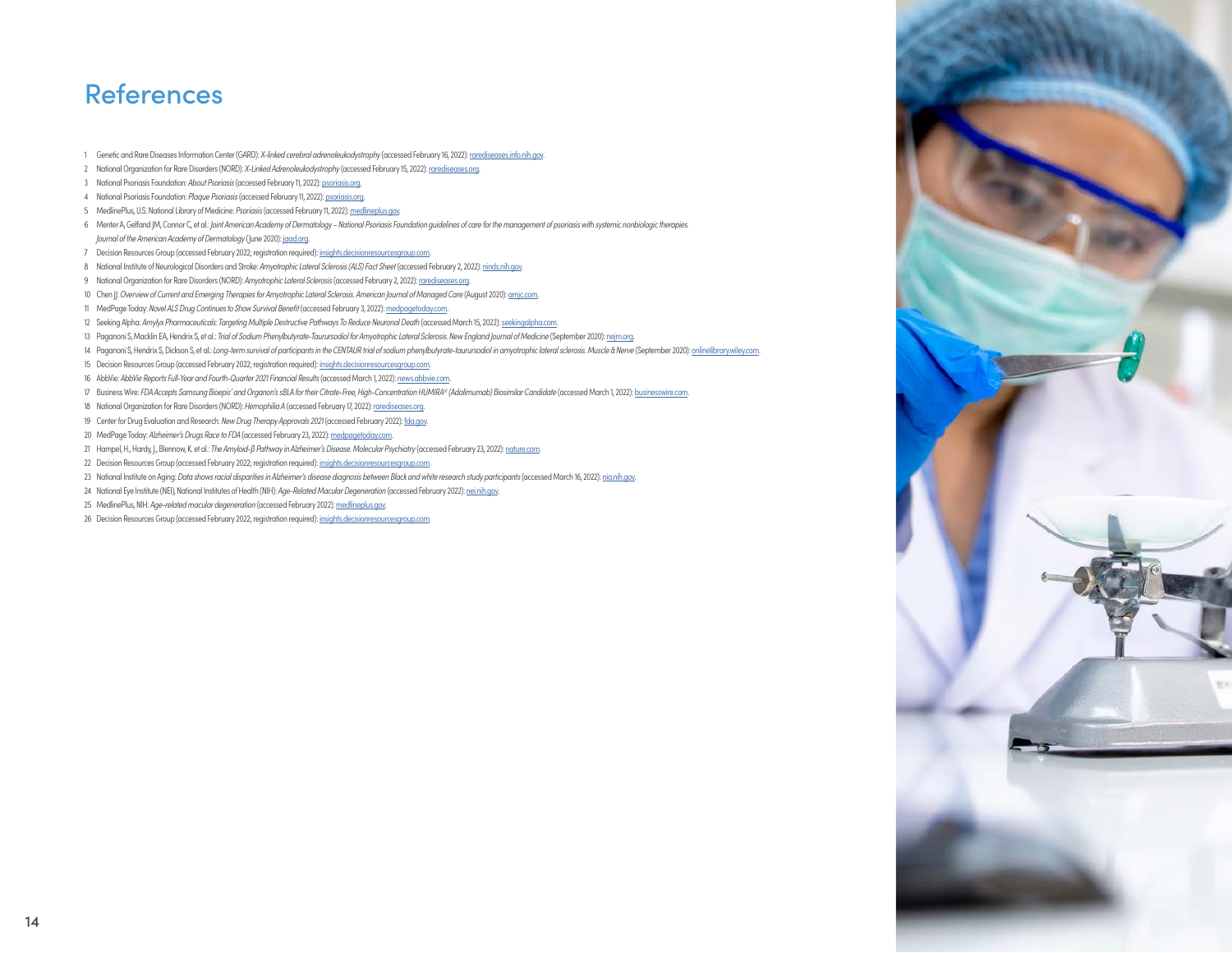# References

1. Genetic and Rare Diseases Information Center (GARD): *X-linked cerebral adrenoleukodystrophy* (accessed February 16, 2022): rarediseases.info.nih.gov.
2. National Organization for Rare Disorders (NORD): *X-Linked Adrenoleukodystrophy* (accessed February 15, 2022): rarediseases.org.
3. National Psoriasis Foundation: *About Psoriasis* (accessed February 11, 2022): psoriasis.org.
4. National Psoriasis Foundation: *Plaque Psoriasis* (accessed February 11, 2022): psoriasis.org.
5. MedlinePlus, U.S. National Library of Medicine: *Psoriasis* (accessed February 11, 2022): medlineplus.gov.
6. Menter A, Gelfand JM, Connor C, et al.: *Joint American Academy of Dermatology – National Psoriasis Foundation guidelines of care for the management of psoriasis with systemic nonbiologic therapies. Journal of the American Academy of Dermatology* (June 2020): jaad.org.
7. Decision Resources Group (accessed February 2022; registration required): insights.decisionresourcesgroup.com.
8. National Institute of Neurological Disorders and Stroke: *Amyotrophic Lateral Sclerosis (ALS) Fact Sheet* (accessed February 2, 2022): ninds.nih.gov.
9. National Organization for Rare Disorders (NORD): *Amyotrophic Lateral Sclerosis* (accessed February 2, 2022): rarediseases.org.
10. Chen JJ: *Overview of Current and Emerging Therapies for Amyotrophic Lateral Sclerosis. American Journal of Managed Care* (August 2020): ajmc.com.
11. MedPage Today: *Novel ALS Drug Continues to Show Survival Benefit* (accessed February 3, 2022): medpagetoday.com.
12. Seeking Alpha: *Amylyx Pharmaceuticals: Targeting Multiple Destructive Pathways To Reduce Neuronal Death* (accessed March 15, 2022): seekingalpha.com.
13. Paganoni S, Macklin EA, Hendrix S, et al.: *Trial of Sodium Phenylbutyrate-Taurursodiol for Amyotrophic Lateral Sclerosis. New England Journal of Medicine* (September 2020): nejm.org.
14. Paganoni S, Hendrix S, Dickson S, et al.: *Long-term survival of participants in the CENTAUR trial of sodium phenylbutyrate-taurursodiol in amyotrophic lateral sclerosis. Muscle & Nerve* (September 2020): onlinelibrary.wiley.com.
15. Decision Resources Group (accessed February 2022; registration required): insights.decisionresourcesgroup.com.
16. AbbVie: *AbbVie Reports Full-Year and Fourth-Quarter 2021 Financial Results* (accessed March 1, 2022): news.abbvie.com.
17. Business Wire: *FDA Accepts Samsung Bioepis' and Organon's sBLA for their Citrate-Free, High-Concentration HUMIRA® (Adalimumab) Biosimilar Candidate* (accessed March 1, 2022): businesswire.com.
18. National Organization for Rare Disorders (NORD): *Hemophilia A* (accessed February 17, 2022): rarediseases.org.
19. Center for Drug Evaluation and Research: *New Drug Therapy Approvals 2021* (accessed February 2022): fda.gov.
20. MedPage Today: *Alzheimer's Drugs Race to FDA* (accessed February 23, 2022): medpagetoday.com.
21. Hampel, H., Hardy, J., Blennow, K. et al.: *The Amyloid-β Pathway in Alzheimer's Disease. Molecular Psychiatry* (accessed February 23, 2022): nature.com.
22. Decision Resources Group (accessed February 2022; registration required): insights.decisionresourcesgroup.com.
23. National Institute on Aging: *Data shows racial disparities in Alzheimer's disease diagnosis between Black and white research study participants* (accessed March 16, 2022): nia.nih.gov.
24. National Eye Institute (NEI), National Institutes of Health (NIH): *Age-Related Macular Degeneration* (accessed February 2022): nei.nih.gov.
25. MedlinePlus, NIH: *Age-related macular degeneration* (accessed February 2022): medlineplus.gov.
26. Decision Resources Group (accessed February 2022; registration required): insights.decisionresourcesgroup.com.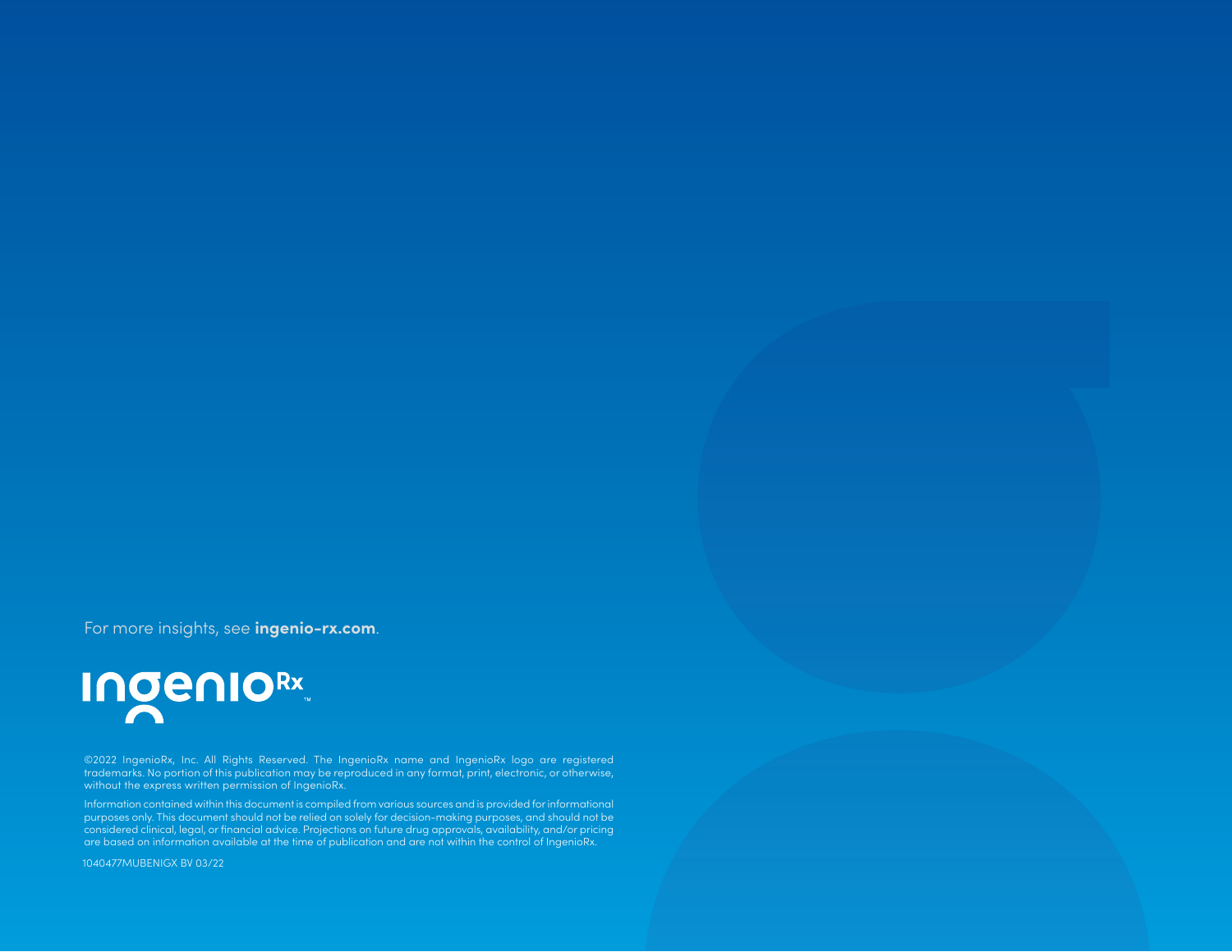For more insights, see **ingenio-rx.com**.

ingenioRx™

©2022 IngenioRx, Inc. All Rights Reserved. The IngenioRx name and IngenioRx logo are registered trademarks. No portion of this publication may be reproduced in any format, print, electronic, or otherwise, without the express written permission of IngenioRx.

Information contained within this document is compiled from various sources and is provided for informational purposes only. This document should not be relied on solely for decision-making purposes, and should not be considered clinical, legal, or financial advice. Projections on future drug approvals, availability, and/or pricing are based on information available at the time of publication and are not within the control of IngenioRx.

1040477MUBENIGX BV 03/22